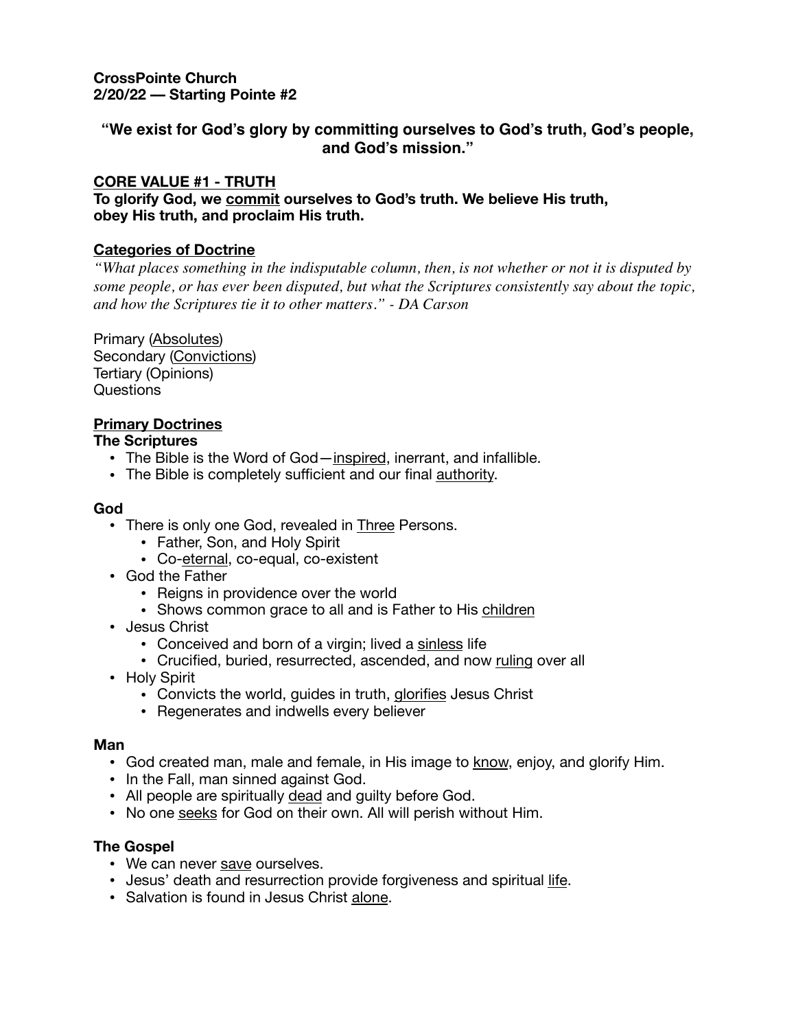**CrossPointe Church**
**2/20/22 — Starting Pointe #2**

**"We exist for God's glory by committing ourselves to God's truth, God's people, and God's mission."**

## <u>CORE VALUE #1 - TRUTH</u>

**To glorify God, we <u>commit</u> ourselves to God's truth. We believe His truth, obey His truth, and proclaim His truth.**

### <u>Categories of Doctrine</u>

*"What places something in the indisputable column, then, is not whether or not it is disputed by some people, or has ever been disputed, but what the Scriptures consistently say about the topic, and how the Scriptures tie it to other matters." - DA Carson*

Primary (<u>Absolutes</u>)
Secondary (<u>Convictions</u>)
Tertiary (Opinions)
Questions

### <u>Primary Doctrines</u>

**The Scriptures**

- The Bible is the Word of God—<u>inspired</u>, inerrant, and infallible.
- The Bible is completely sufficient and our final <u>authority</u>.

**God**

- There is only one God, revealed in <u>Three</u> Persons.
  - Father, Son, and Holy Spirit
  - Co-<u>eternal</u>, co-equal, co-existent
- God the Father
  - Reigns in providence over the world
  - Shows common grace to all and is Father to His <u>children</u>
- Jesus Christ
  - Conceived and born of a virgin; lived a <u>sinless</u> life
  - Crucified, buried, resurrected, ascended, and now <u>ruling</u> over all
- Holy Spirit
  - Convicts the world, guides in truth, <u>glorifies</u> Jesus Christ
  - Regenerates and indwells every believer

**Man**

- God created man, male and female, in His image to <u>know</u>, enjoy, and glorify Him.
- In the Fall, man sinned against God.
- All people are spiritually <u>dead</u> and guilty before God.
- No one <u>seeks</u> for God on their own. All will perish without Him.

**The Gospel**

- We can never <u>save</u> ourselves.
- Jesus' death and resurrection provide forgiveness and spiritual <u>life</u>.
- Salvation is found in Jesus Christ <u>alone</u>.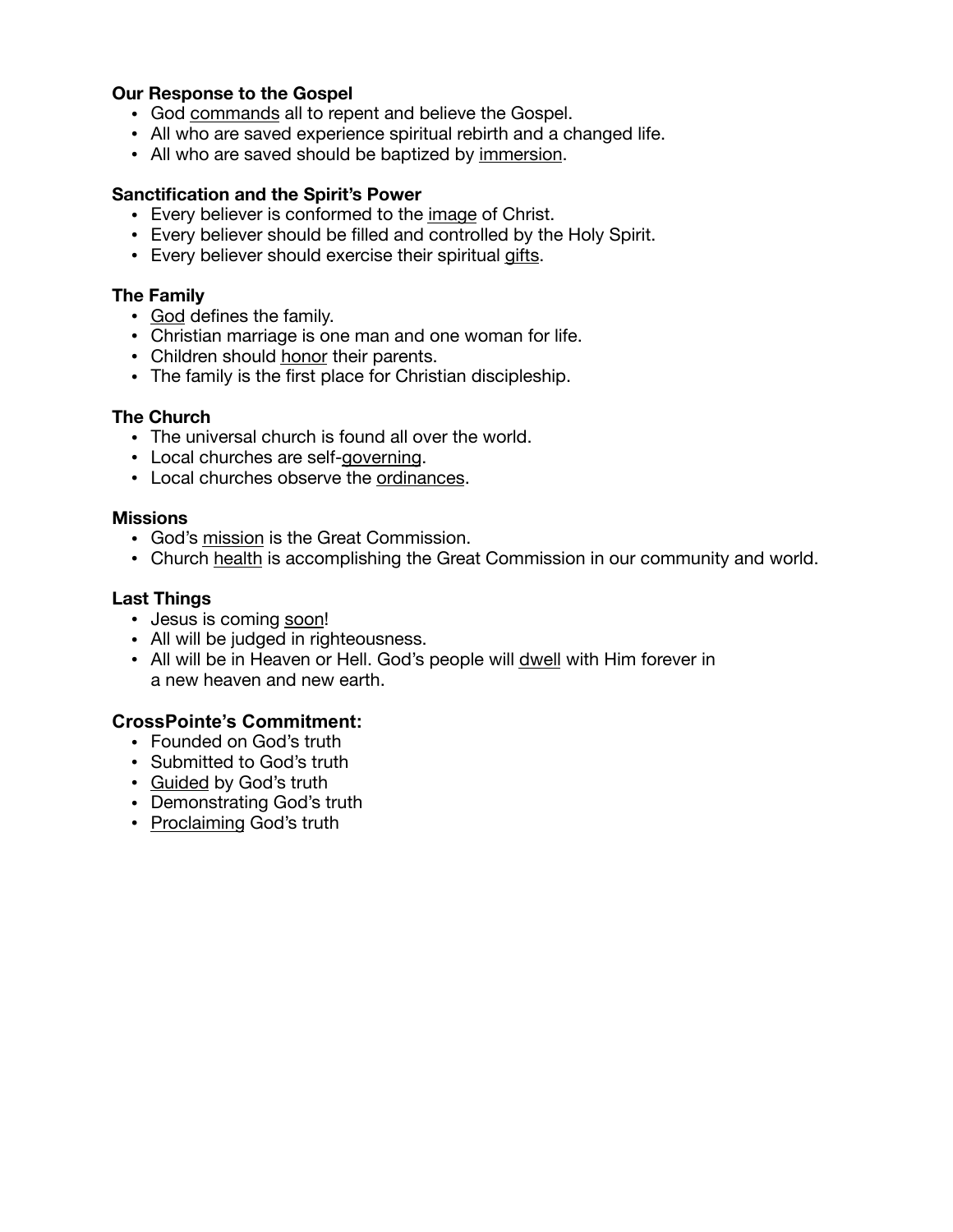**Our Response to the Gospel**

- God <u>commands</u> all to repent and believe the Gospel.
- All who are saved experience spiritual rebirth and a changed life.
- All who are saved should be baptized by <u>immersion</u>.

**Sanctification and the Spirit's Power**

- Every believer is conformed to the <u>image</u> of Christ.
- Every believer should be filled and controlled by the Holy Spirit.
- Every believer should exercise their spiritual <u>gifts</u>.

**The Family**

- <u>God</u> defines the family.
- Christian marriage is one man and one woman for life.
- Children should <u>honor</u> their parents.
- The family is the first place for Christian discipleship.

**The Church**

- The universal church is found all over the world.
- Local churches are self-<u>governing</u>.
- Local churches observe the <u>ordinances</u>.

**Missions**

- God's <u>mission</u> is the Great Commission.
- Church <u>health</u> is accomplishing the Great Commission in our community and world.

**Last Things**

- Jesus is coming <u>soon</u>!
- All will be judged in righteousness.
- All will be in Heaven or Hell. God's people will <u>dwell</u> with Him forever in a new heaven and new earth.

**CrossPointe's Commitment:**

- Founded on God's truth
- Submitted to God's truth
- <u>Guided</u> by God's truth
- Demonstrating God's truth
- <u>Proclaiming</u> God's truth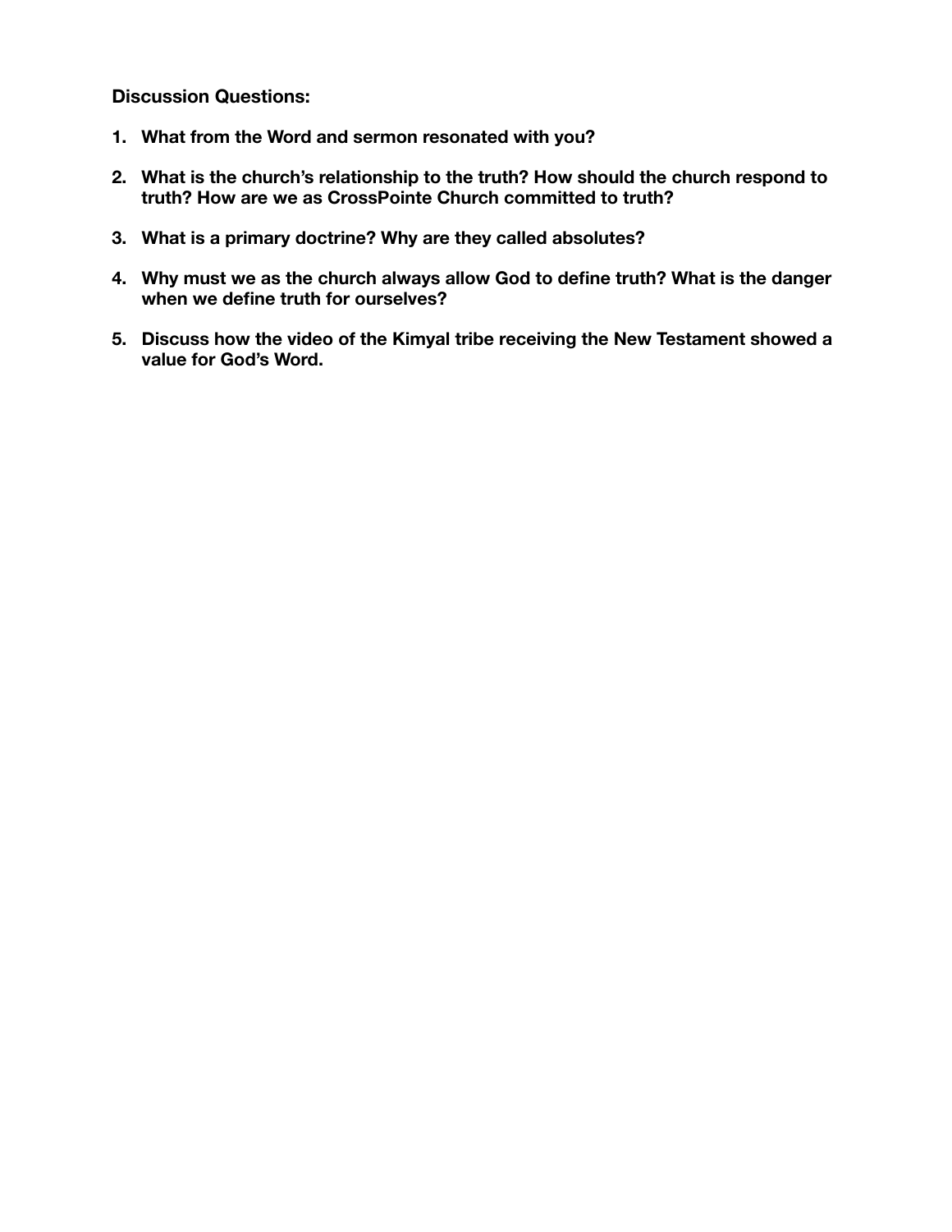**Discussion Questions:**

1. **What from the Word and sermon resonated with you?**
2. **What is the church's relationship to the truth? How should the church respond to truth? How are we as CrossPointe Church committed to truth?**
3. **What is a primary doctrine? Why are they called absolutes?**
4. **Why must we as the church always allow God to define truth? What is the danger when we define truth for ourselves?**
5. **Discuss how the video of the Kimyal tribe receiving the New Testament showed a value for God's Word.**